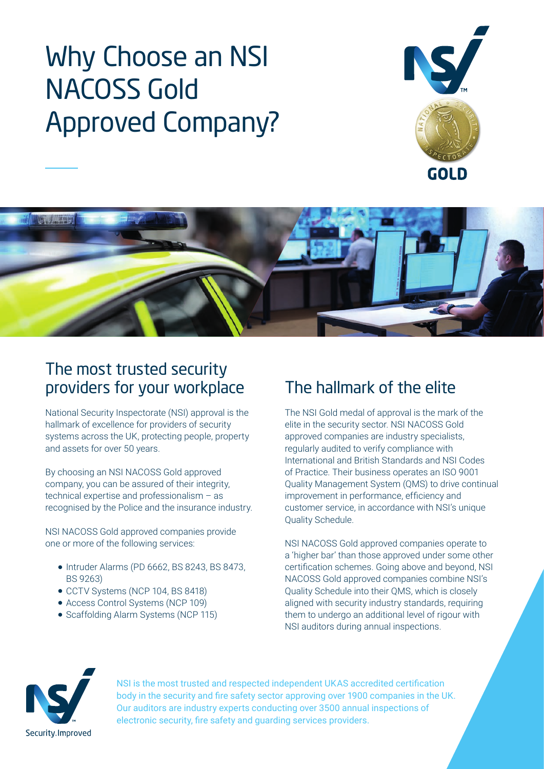# Why Choose an NSI NACOSS Gold Approved Company?

## The most trusted security providers for your workplace

National Security Inspectorate (NSI) approval is the hallmark of excellence for providers of security systems across the UK, protecting people, property and assets for over 50 years.

By choosing an NSI NACOSS Gold approved company, you can be assured of their integrity, technical expertise and professionalism – as recognised by the Police and the insurance industry.

NSI NACOSS Gold approved companies provide one or more of the following services:

- Intruder Alarms (PD 6662, BS 8243, BS 8473, BS 9263)
- CCTV Systems (NCP 104, BS 8418)
- Access Control Systems (NCP 109)
- Scaffolding Alarm Systems (NCP 115)

## The hallmark of the elite

The NSI Gold medal of approval is the mark of the elite in the security sector. NSI NACOSS Gold approved companies are industry specialists, regularly audited to verify compliance with International and British Standards and NSI Codes of Practice. Their business operates an ISO 9001 Quality Management System (QMS) to drive continual improvement in performance, efficiency and customer service, in accordance with NSI's unique Quality Schedule.

NSI NACOSS Gold approved companies operate to a 'higher bar' than those approved under some other certification schemes. Going above and beyond, NSI NACOSS Gold approved companies combine NSI's Quality Schedule into their QMS, which is closely aligned with security industry standards, requiring them to undergo an additional level of rigour with NSI auditors during annual inspections.

NSI is the most trusted and respected independent UKAS accredited certification body in the security and fire safety sector approving over 1900 companies in the UK. Our auditors are industry experts conducting over 3500 annual inspections of electronic security, fire safety and guarding services providers.

Security.Improved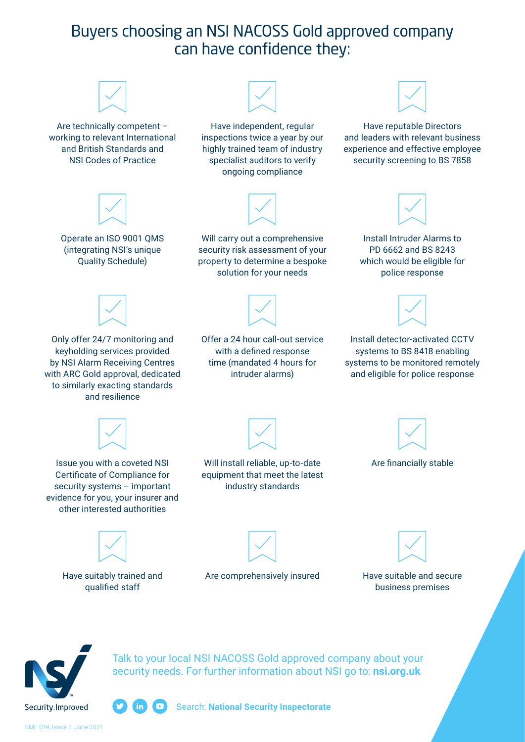# Buyers choosing an NSI NACOSS Gold approved company can have confidence they:

- Are technically competent – working to relevant International and British Standards and NSI Codes of Practice
- Have independent, regular inspections twice a year by our highly trained team of industry specialist auditors to verify ongoing compliance
- Have reputable Directors and leaders with relevant business experience and effective employee security screening to BS 7858
- Operate an ISO 9001 QMS (integrating NSI's unique Quality Schedule)
- Will carry out a comprehensive security risk assessment of your property to determine a bespoke solution for your needs
- Install Intruder Alarms to PD 6662 and BS 8243 which would be eligible for police response
- Only offer 24/7 monitoring and keyholding services provided by NSI Alarm Receiving Centres with ARC Gold approval, dedicated to similarly exacting standards and resilience
- Offer a 24 hour call-out service with a defined response time (mandated 4 hours for intruder alarms)
- Install detector-activated CCTV systems to BS 8418 enabling systems to be monitored remotely and eligible for police response
- Issue you with a coveted NSI Certificate of Compliance for security systems – important evidence for you, your insurer and other interested authorities
- Will install reliable, up-to-date equipment that meet the latest industry standards
- Are financially stable
- Have suitably trained and qualified staff
- Are comprehensively insured
- Have suitable and secure business premises

Security.Improved

Talk to your local NSI NACOSS Gold approved company about your security needs. For further information about NSI go to: **nsi.org.uk**

Search: **National Security Inspectorate**

SMF 019, Issue 1, June 2021